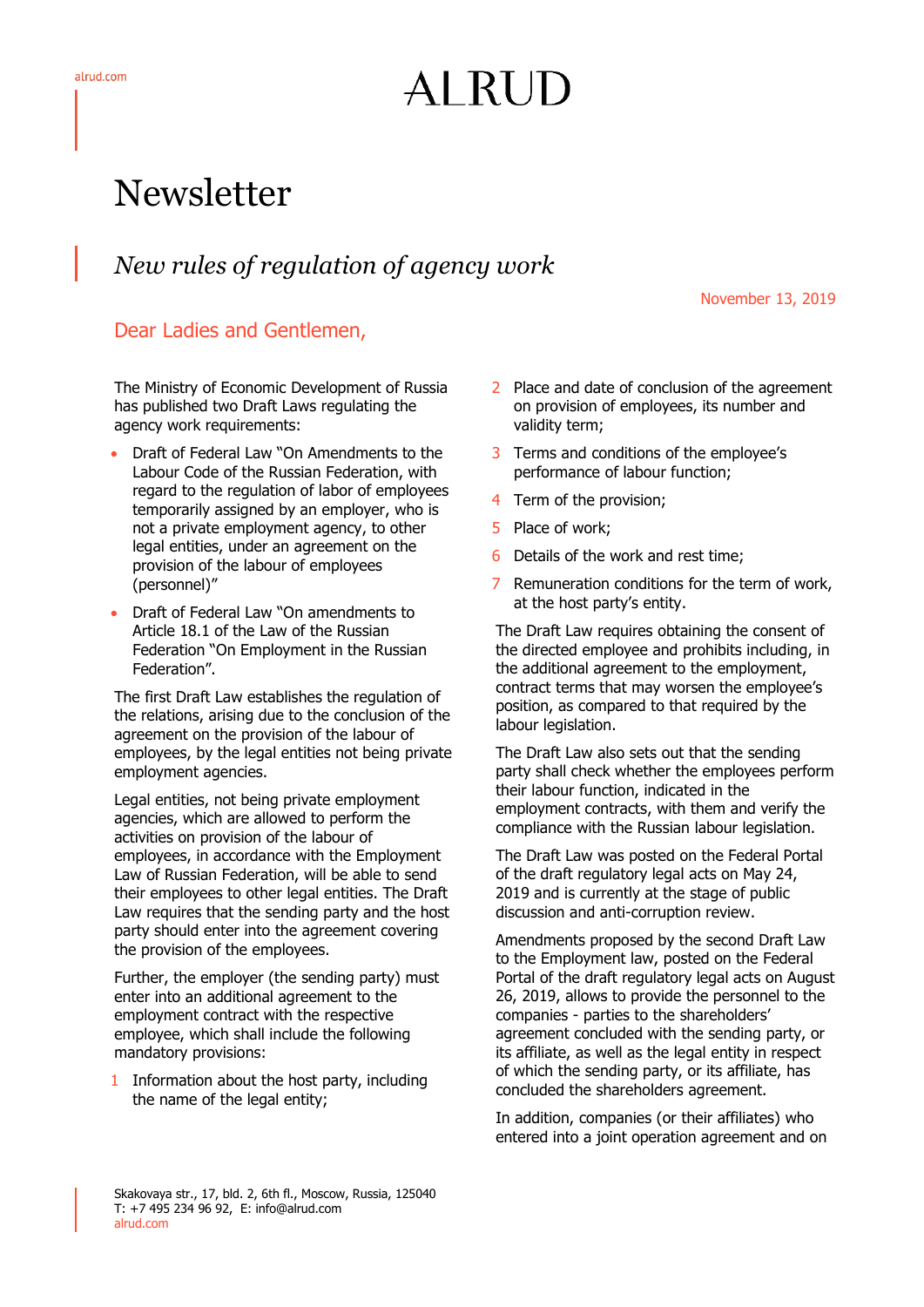# Newsletter

## *New rules of regulation of agency work*

November 13, 2019

### Dear Ladies and Gentlemen,

The Ministry of Economic Development of Russia has published two Draft Laws regulating the agency work requirements:

- Draft of Federal Law "On Amendments to the Labour Code of the Russian Federation, with regard to the regulation of labor of employees temporarily assigned by an employer, who is not a private employment agency, to other legal entities, under an agreement on the provision of the labour of employees (personnel)"
- Draft of Federal Law "On amendments to Article 18.1 of the Law of the Russian Federation "On Employment in the Russian Federation".

The first Draft Law establishes the regulation of the relations, arising due to the conclusion of the agreement on the provision of the labour of employees, by the legal entities not being private employment agencies.

Legal entities, not being private employment agencies, which are allowed to perform the activities on provision of the labour of employees, in accordance with the Employment Law of Russian Federation, will be able to send their employees to other legal entities. The Draft Law requires that the sending party and the host party should enter into the agreement covering the provision of the employees.

Further, the employer (the sending party) must enter into an additional agreement to the employment contract with the respective employee, which shall include the following mandatory provisions:

1. Information about the host party, including the name of the legal entity;
2. Place and date of conclusion of the agreement on provision of employees, its number and validity term;
3. Terms and conditions of the employee's performance of labour function;
4. Term of the provision;
5. Place of work;
6. Details of the work and rest time;
7. Remuneration conditions for the term of work, at the host party's entity.

The Draft Law requires obtaining the consent of the directed employee and prohibits including, in the additional agreement to the employment, contract terms that may worsen the employee's position, as compared to that required by the labour legislation.

The Draft Law also sets out that the sending party shall check whether the employees perform their labour function, indicated in the employment contracts, with them and verify the compliance with the Russian labour legislation.

The Draft Law was posted on the Federal Portal of the draft regulatory legal acts on May 24, 2019 and is currently at the stage of public discussion and anti-corruption review.

Amendments proposed by the second Draft Law to the Employment law, posted on the Federal Portal of the draft regulatory legal acts on August 26, 2019, allows to provide the personnel to the companies - parties to the shareholders' agreement concluded with the sending party, or its affiliate, as well as the legal entity in respect of which the sending party, or its affiliate, has concluded the shareholders agreement.

In addition, companies (or their affiliates) who entered into a joint operation agreement and on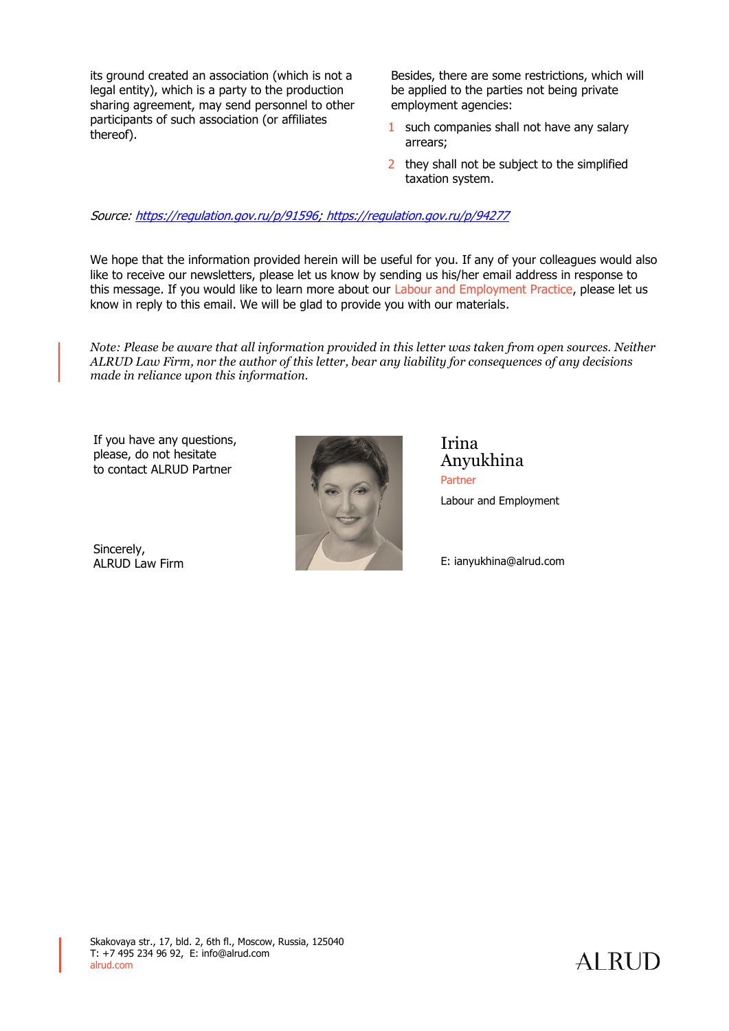its ground created an association (which is not a legal entity), which is a party to the production sharing agreement, may send personnel to other participants of such association (or affiliates thereof).

Besides, there are some restrictions, which will be applied to the parties not being private employment agencies:

1. such companies shall not have any salary arrears;
2. they shall not be subject to the simplified taxation system.

*Source: https://regulation.gov.ru/p/91596; https://regulation.gov.ru/p/94277*

We hope that the information provided herein will be useful for you. If any of your colleagues would also like to receive our newsletters, please let us know by sending us his/her email address in response to this message. If you would like to learn more about our Labour and Employment Practice, please let us know in reply to this email. We will be glad to provide you with our materials.

*Note: Please be aware that all information provided in this letter was taken from open sources. Neither ALRUD Law Firm, nor the author of this letter, bear any liability for consequences of any decisions made in reliance upon this information.*

If you have any questions, please, do not hesitate to contact ALRUD Partner

Irina Anyukhina
Partner

Labour and Employment

E: ianyukhina@alrud.com

Sincerely,
ALRUD Law Firm

Skakovaya str., 17, bld. 2, 6th fl., Moscow, Russia, 125040
T: +7 495 234 96 92, E: info@alrud.com
alrud.com

ALRUD